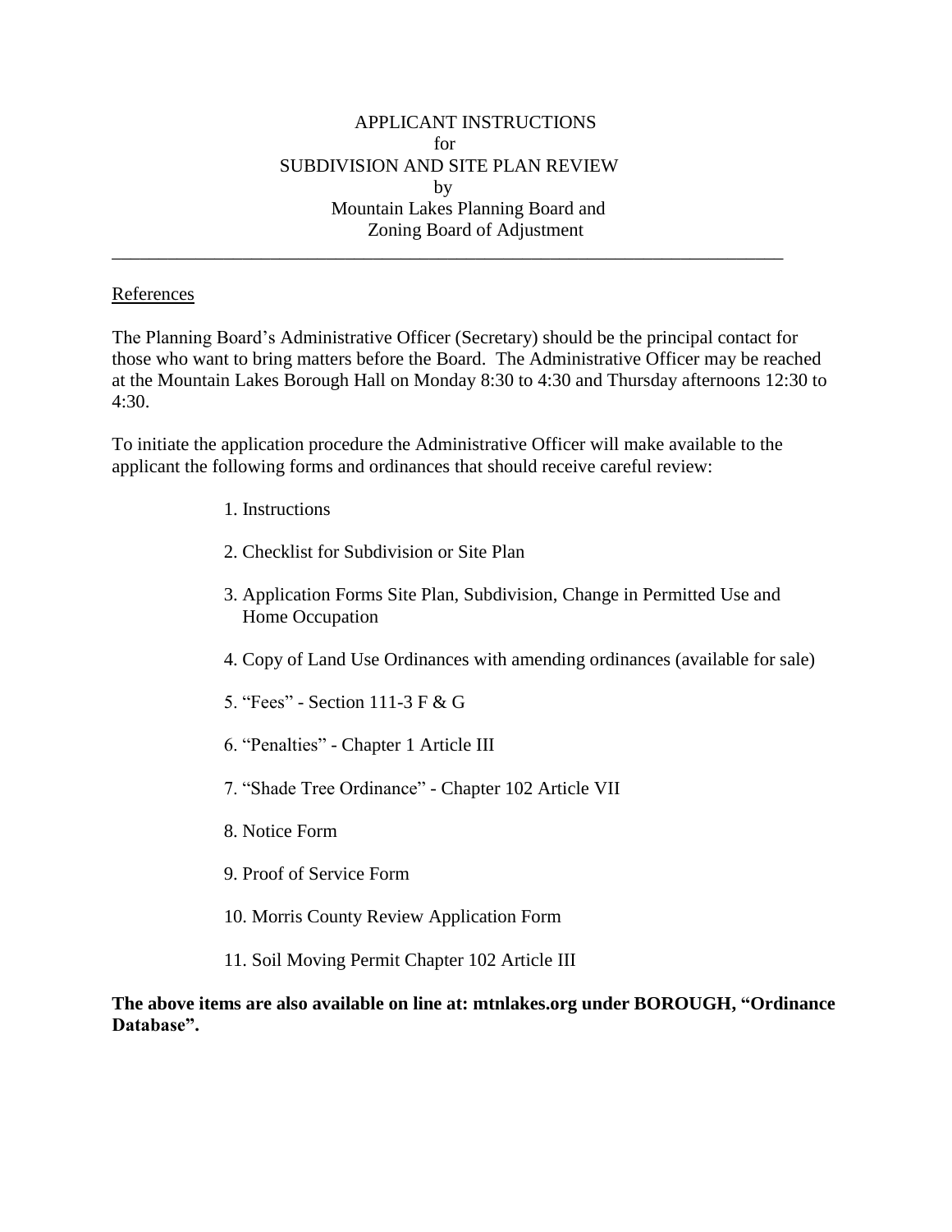# APPLICANT INSTRUCTIONS
for
SUBDIVISION AND SITE PLAN REVIEW
by
Mountain Lakes Planning Board and
Zoning Board of Adjustment

---

## References

The Planning Board's Administrative Officer (Secretary) should be the principal contact for those who want to bring matters before the Board. The Administrative Officer may be reached at the Mountain Lakes Borough Hall on Monday 8:30 to 4:30 and Thursday afternoons 12:30 to 4:30.

To initiate the application procedure the Administrative Officer will make available to the applicant the following forms and ordinances that should receive careful review:

1. Instructions
2. Checklist for Subdivision or Site Plan
3. Application Forms Site Plan, Subdivision, Change in Permitted Use and Home Occupation
4. Copy of Land Use Ordinances with amending ordinances (available for sale)
5. "Fees" - Section 111-3 F & G
6. "Penalties" - Chapter 1 Article III
7. "Shade Tree Ordinance" - Chapter 102 Article VII
8. Notice Form
9. Proof of Service Form
10. Morris County Review Application Form
11. Soil Moving Permit Chapter 102 Article III

**The above items are also available on line at: mtnlakes.org under BOROUGH, "Ordinance Database".**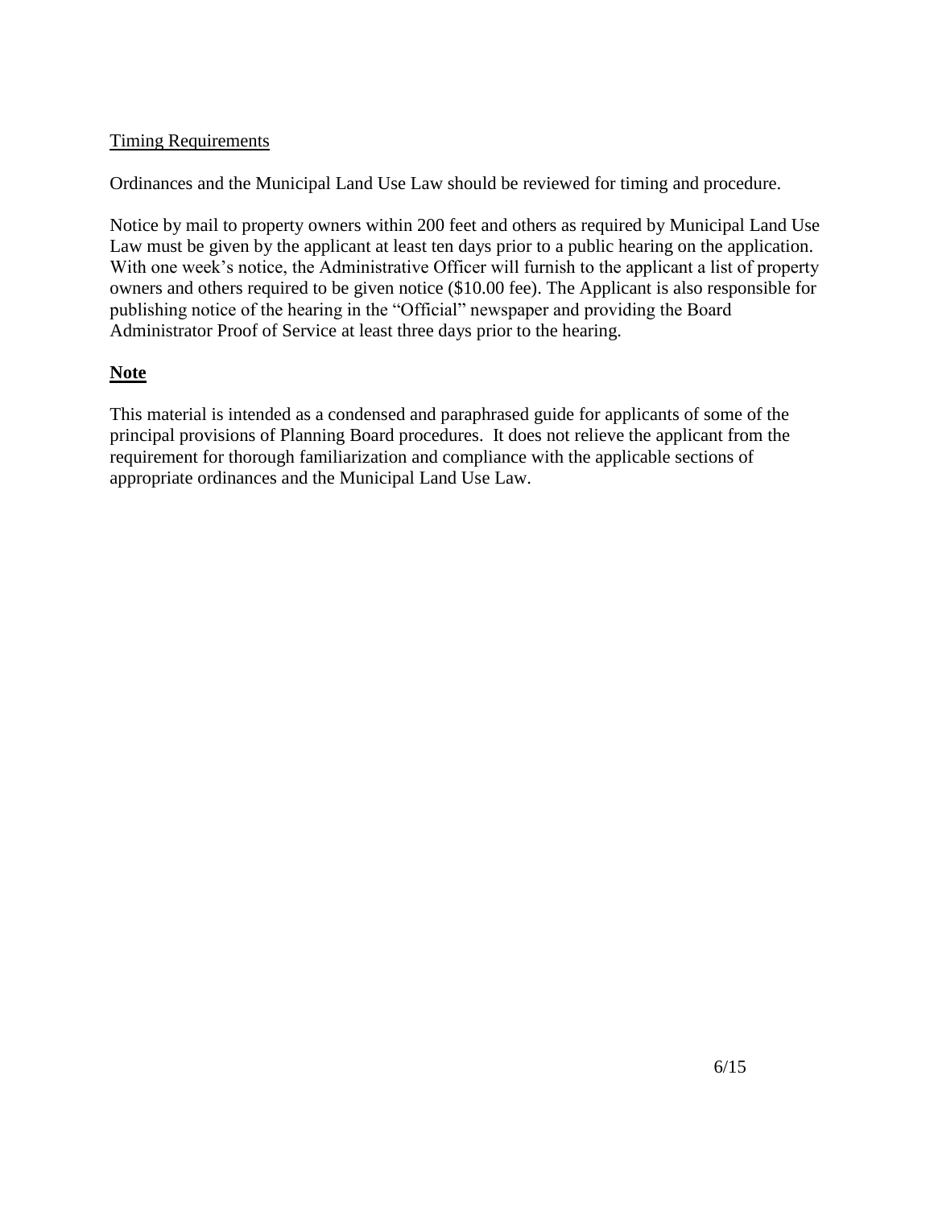Timing Requirements

Ordinances and the Municipal Land Use Law should be reviewed for timing and procedure.

Notice by mail to property owners within 200 feet and others as required by Municipal Land Use Law must be given by the applicant at least ten days prior to a public hearing on the application. With one week's notice, the Administrative Officer will furnish to the applicant a list of property owners and others required to be given notice ($10.00 fee). The Applicant is also responsible for publishing notice of the hearing in the "Official" newspaper and providing the Board Administrator Proof of Service at least three days prior to the hearing.

**Note**

This material is intended as a condensed and paraphrased guide for applicants of some of the principal provisions of Planning Board procedures. It does not relieve the applicant from the requirement for thorough familiarization and compliance with the applicable sections of appropriate ordinances and the Municipal Land Use Law.

6/15